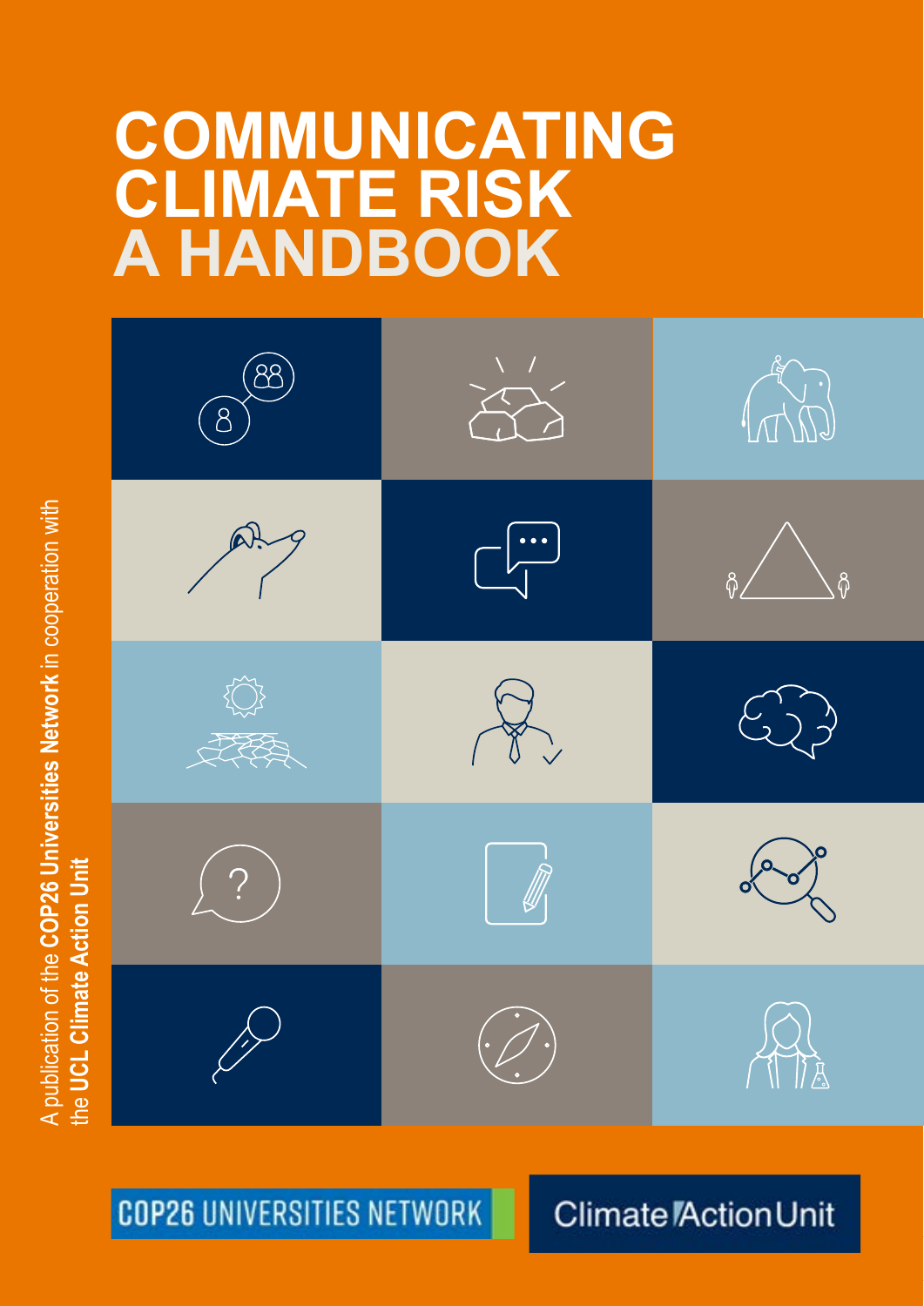# COMMUNICATING CLIMATE RISK A HANDBOOK

A publication of the **COP26 Universities Network** in cooperation with the **UCL Climate Action Unit**

COP26 UNIVERSITIES NETWORK

Climate Action Unit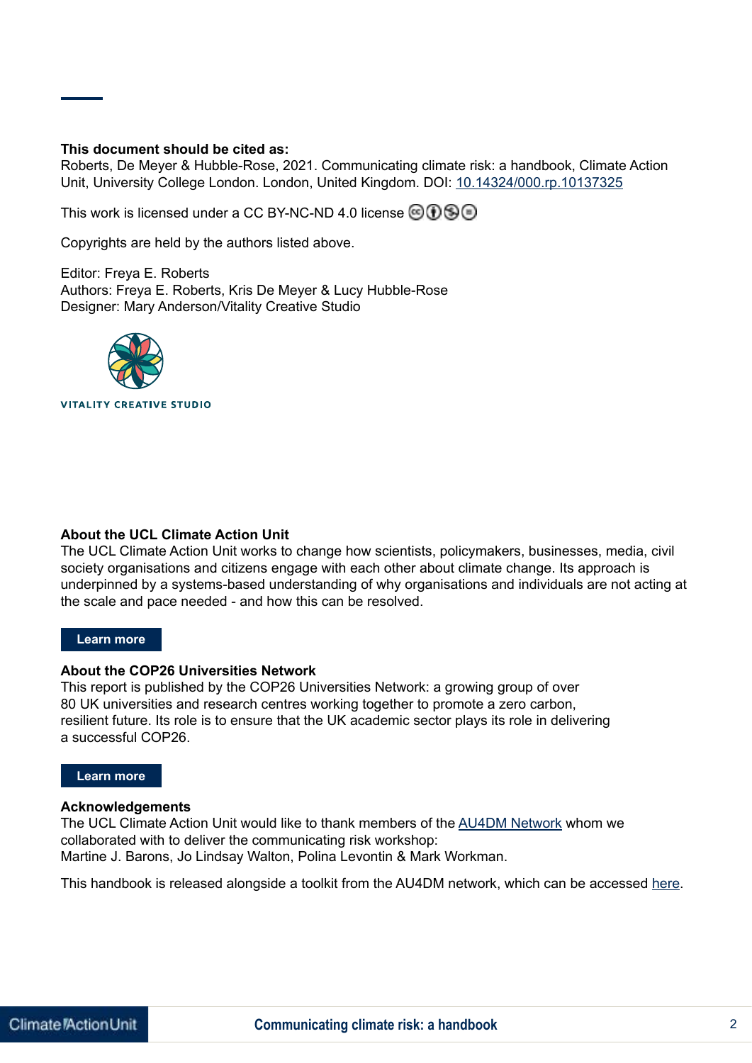**This document should be cited as:**
Roberts, De Meyer & Hubble-Rose, 2021. Communicating climate risk: a handbook, Climate Action Unit, University College London. London, United Kingdom. DOI: 10.14324/000.rp.10137325

This work is licensed under a CC BY-NC-ND 4.0 license

Copyrights are held by the authors listed above.

Editor: Freya E. Roberts
Authors: Freya E. Roberts, Kris De Meyer & Lucy Hubble-Rose
Designer: Mary Anderson/Vitality Creative Studio

VITALITY CREATIVE STUDIO

**About the UCL Climate Action Unit**
The UCL Climate Action Unit works to change how scientists, policymakers, businesses, media, civil society organisations and citizens engage with each other about climate change. Its approach is underpinned by a systems-based understanding of why organisations and individuals are not acting at the scale and pace needed - and how this can be resolved.

Learn more

**About the COP26 Universities Network**
This report is published by the COP26 Universities Network: a growing group of over 80 UK universities and research centres working together to promote a zero carbon, resilient future. Its role is to ensure that the UK academic sector plays its role in delivering a successful COP26.

Learn more

**Acknowledgements**
The UCL Climate Action Unit would like to thank members of the AU4DM Network whom we collaborated with to deliver the communicating risk workshop:
Martine J. Barons, Jo Lindsay Walton, Polina Levontin & Mark Workman.

This handbook is released alongside a toolkit from the AU4DM network, which can be accessed here.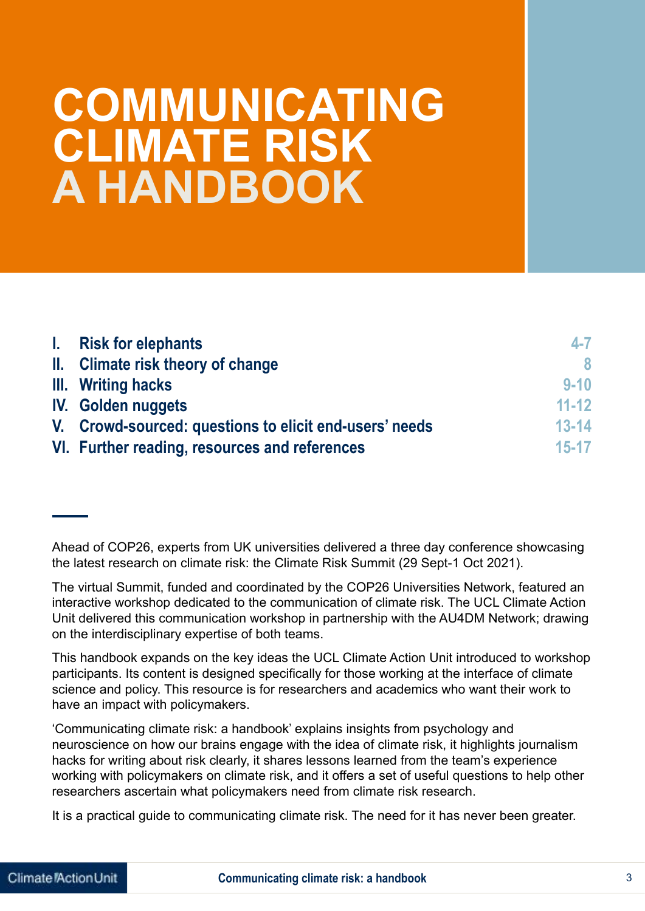# COMMUNICATING CLIMATE RISK A HANDBOOK

| | | |
|---|---|---|
| I. | Risk for elephants | 4-7 |
| II. | Climate risk theory of change | 8 |
| III. | Writing hacks | 9-10 |
| IV. | Golden nuggets | 11-12 |
| V. | Crowd-sourced: questions to elicit end-users' needs | 13-14 |
| VI. | Further reading, resources and references | 15-17 |

Ahead of COP26, experts from UK universities delivered a three day conference showcasing the latest research on climate risk: the Climate Risk Summit (29 Sept-1 Oct 2021).

The virtual Summit, funded and coordinated by the COP26 Universities Network, featured an interactive workshop dedicated to the communication of climate risk. The UCL Climate Action Unit delivered this communication workshop in partnership with the AU4DM Network; drawing on the interdisciplinary expertise of both teams.

This handbook expands on the key ideas the UCL Climate Action Unit introduced to workshop participants. Its content is designed specifically for those working at the interface of climate science and policy. This resource is for researchers and academics who want their work to have an impact with policymakers.

'Communicating climate risk: a handbook' explains insights from psychology and neuroscience on how our brains engage with the idea of climate risk, it highlights journalism hacks for writing about risk clearly, it shares lessons learned from the team's experience working with policymakers on climate risk, and it offers a set of useful questions to help other researchers ascertain what policymakers need from climate risk research.

It is a practical guide to communicating climate risk. The need for it has never been greater.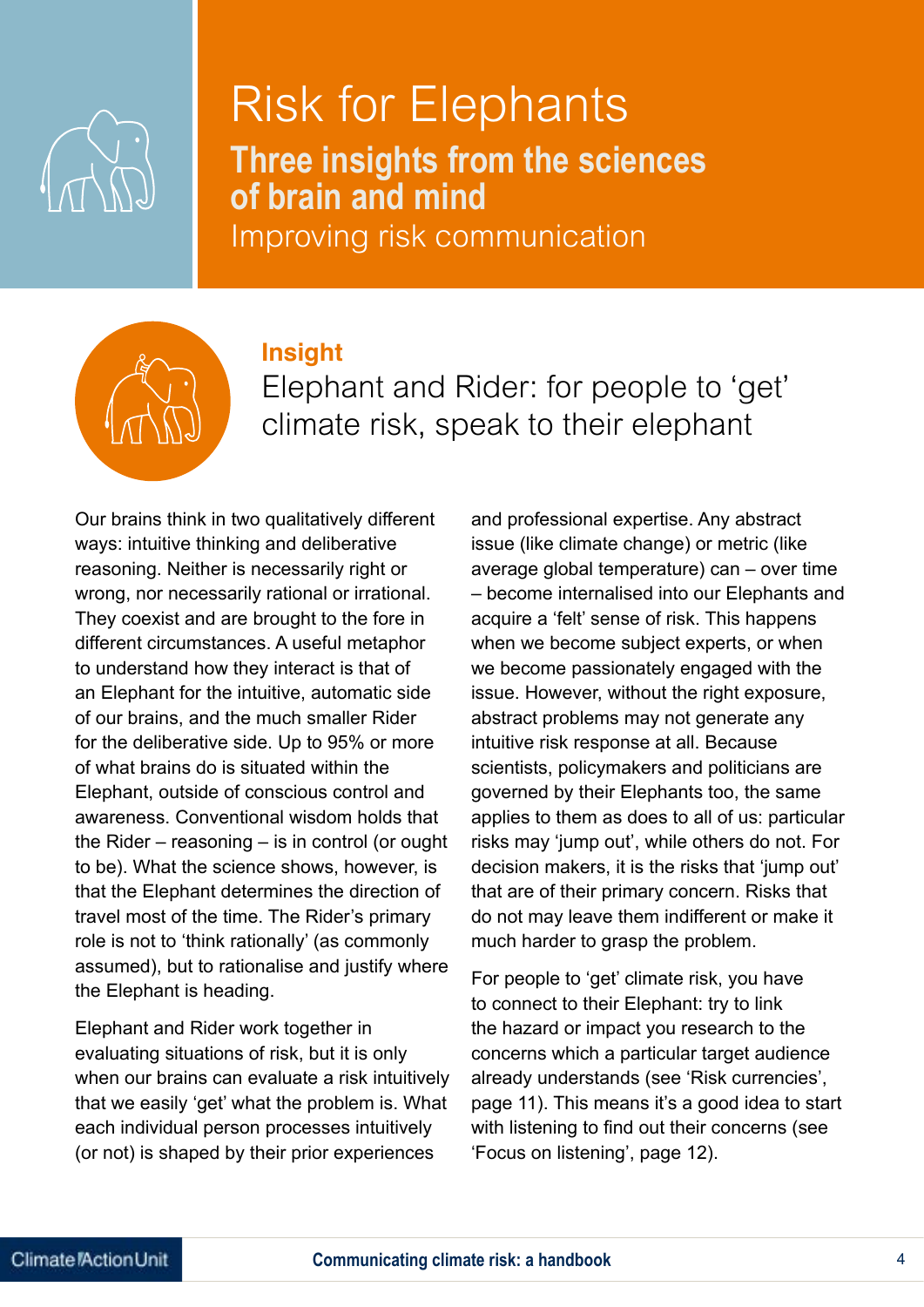# Risk for Elephants

## Three insights from the sciences of brain and mind

Improving risk communication

### Insight

Elephant and Rider: for people to 'get' climate risk, speak to their elephant

Our brains think in two qualitatively different ways: intuitive thinking and deliberative reasoning. Neither is necessarily right or wrong, nor necessarily rational or irrational. They coexist and are brought to the fore in different circumstances. A useful metaphor to understand how they interact is that of an Elephant for the intuitive, automatic side of our brains, and the much smaller Rider for the deliberative side. Up to 95% or more of what brains do is situated within the Elephant, outside of conscious control and awareness. Conventional wisdom holds that the Rider – reasoning – is in control (or ought to be). What the science shows, however, is that the Elephant determines the direction of travel most of the time. The Rider's primary role is not to 'think rationally' (as commonly assumed), but to rationalise and justify where the Elephant is heading.

Elephant and Rider work together in evaluating situations of risk, but it is only when our brains can evaluate a risk intuitively that we easily 'get' what the problem is. What each individual person processes intuitively (or not) is shaped by their prior experiences and professional expertise. Any abstract issue (like climate change) or metric (like average global temperature) can – over time – become internalised into our Elephants and acquire a 'felt' sense of risk. This happens when we become subject experts, or when we become passionately engaged with the issue. However, without the right exposure, abstract problems may not generate any intuitive risk response at all. Because scientists, policymakers and politicians are governed by their Elephants too, the same applies to them as does to all of us: particular risks may 'jump out', while others do not. For decision makers, it is the risks that 'jump out' that are of their primary concern. Risks that do not may leave them indifferent or make it much harder to grasp the problem.

For people to 'get' climate risk, you have to connect to their Elephant: try to link the hazard or impact you research to the concerns which a particular target audience already understands (see 'Risk currencies', page 11). This means it's a good idea to start with listening to find out their concerns (see 'Focus on listening', page 12).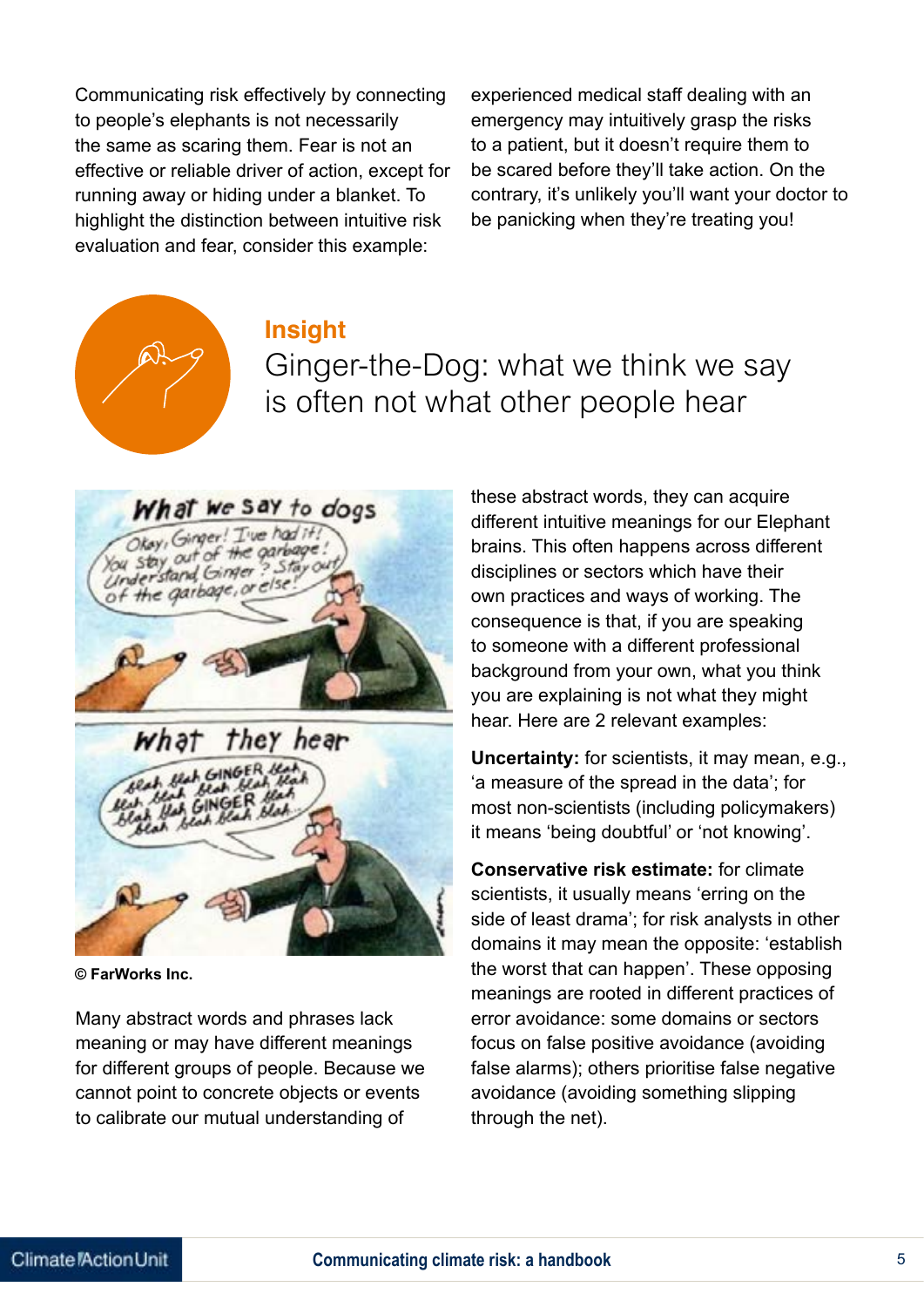Communicating risk effectively by connecting to people's elephants is not necessarily the same as scaring them. Fear is not an effective or reliable driver of action, except for running away or hiding under a blanket. To highlight the distinction between intuitive risk evaluation and fear, consider this example: experienced medical staff dealing with an emergency may intuitively grasp the risks to a patient, but it doesn't require them to be scared before they'll take action. On the contrary, it's unlikely you'll want your doctor to be panicking when they're treating you!

## Insight

### Ginger-the-Dog: what we think we say is often not what other people hear

© FarWorks Inc.

Many abstract words and phrases lack meaning or may have different meanings for different groups of people. Because we cannot point to concrete objects or events to calibrate our mutual understanding of these abstract words, they can acquire different intuitive meanings for our Elephant brains. This often happens across different disciplines or sectors which have their own practices and ways of working. The consequence is that, if you are speaking to someone with a different professional background from your own, what you think you are explaining is not what they might hear. Here are 2 relevant examples:

**Uncertainty:** for scientists, it may mean, e.g., 'a measure of the spread in the data'; for most non-scientists (including policymakers) it means 'being doubtful' or 'not knowing'.

**Conservative risk estimate:** for climate scientists, it usually means 'erring on the side of least drama'; for risk analysts in other domains it may mean the opposite: 'establish the worst that can happen'. These opposing meanings are rooted in different practices of error avoidance: some domains or sectors focus on false positive avoidance (avoiding false alarms); others prioritise false negative avoidance (avoiding something slipping through the net).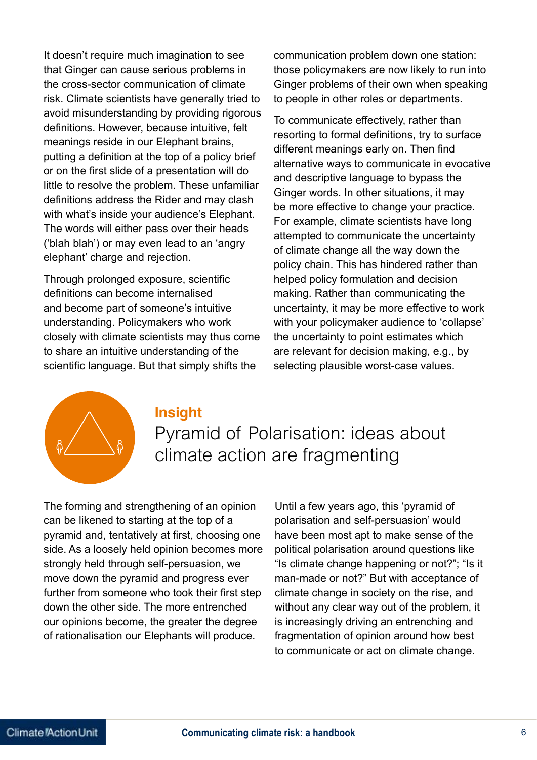It doesn't require much imagination to see that Ginger can cause serious problems in the cross-sector communication of climate risk. Climate scientists have generally tried to avoid misunderstanding by providing rigorous definitions. However, because intuitive, felt meanings reside in our Elephant brains, putting a definition at the top of a policy brief or on the first slide of a presentation will do little to resolve the problem. These unfamiliar definitions address the Rider and may clash with what's inside your audience's Elephant. The words will either pass over their heads ('blah blah') or may even lead to an 'angry elephant' charge and rejection.

Through prolonged exposure, scientific definitions can become internalised and become part of someone's intuitive understanding. Policymakers who work closely with climate scientists may thus come to share an intuitive understanding of the scientific language. But that simply shifts the communication problem down one station: those policymakers are now likely to run into Ginger problems of their own when speaking to people in other roles or departments.

To communicate effectively, rather than resorting to formal definitions, try to surface different meanings early on. Then find alternative ways to communicate in evocative and descriptive language to bypass the Ginger words. In other situations, it may be more effective to change your practice. For example, climate scientists have long attempted to communicate the uncertainty of climate change all the way down the policy chain. This has hindered rather than helped policy formulation and decision making. Rather than communicating the uncertainty, it may be more effective to work with your policymaker audience to 'collapse' the uncertainty to point estimates which are relevant for decision making, e.g., by selecting plausible worst-case values.

## Insight

## Pyramid of Polarisation: ideas about climate action are fragmenting

The forming and strengthening of an opinion can be likened to starting at the top of a pyramid and, tentatively at first, choosing one side. As a loosely held opinion becomes more strongly held through self-persuasion, we move down the pyramid and progress ever further from someone who took their first step down the other side. The more entrenched our opinions become, the greater the degree of rationalisation our Elephants will produce.

Until a few years ago, this 'pyramid of polarisation and self-persuasion' would have been most apt to make sense of the political polarisation around questions like "Is climate change happening or not?"; "Is it man-made or not?" But with acceptance of climate change in society on the rise, and without any clear way out of the problem, it is increasingly driving an entrenching and fragmentation of opinion around how best to communicate or act on climate change.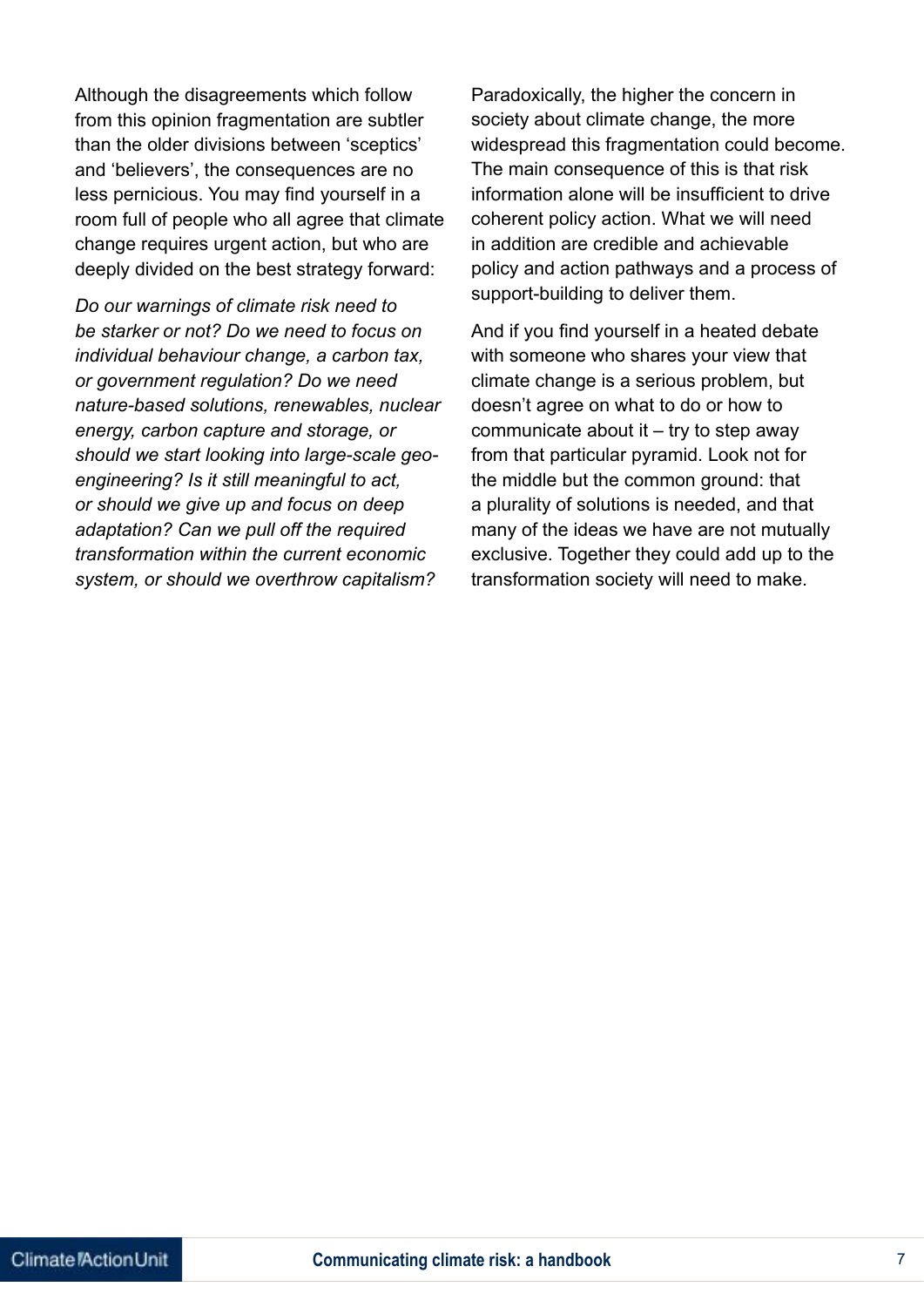Although the disagreements which follow from this opinion fragmentation are subtler than the older divisions between 'sceptics' and 'believers', the consequences are no less pernicious. You may find yourself in a room full of people who all agree that climate change requires urgent action, but who are deeply divided on the best strategy forward:

*Do our warnings of climate risk need to be starker or not? Do we need to focus on individual behaviour change, a carbon tax, or government regulation? Do we need nature-based solutions, renewables, nuclear energy, carbon capture and storage, or should we start looking into large-scale geo-engineering? Is it still meaningful to act, or should we give up and focus on deep adaptation? Can we pull off the required transformation within the current economic system, or should we overthrow capitalism?*

Paradoxically, the higher the concern in society about climate change, the more widespread this fragmentation could become. The main consequence of this is that risk information alone will be insufficient to drive coherent policy action. What we will need in addition are credible and achievable policy and action pathways and a process of support-building to deliver them.

And if you find yourself in a heated debate with someone who shares your view that climate change is a serious problem, but doesn't agree on what to do or how to communicate about it – try to step away from that particular pyramid. Look not for the middle but the common ground: that a plurality of solutions is needed, and that many of the ideas we have are not mutually exclusive. Together they could add up to the transformation society will need to make.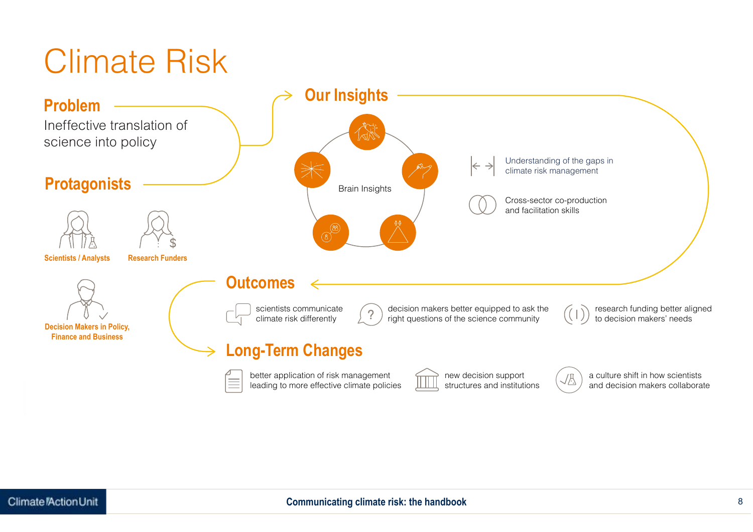# Climate Risk

## Problem

Ineffective translation of science into policy

## Protagonists

- Scientists / Analysts
- Research Funders
- Decision Makers in Policy, Finance and Business

## Our Insights

Brain Insights

- Understanding of the gaps in climate risk management
- Cross-sector co-production and facilitation skills

## Outcomes

- scientists communicate climate risk differently
- decision makers better equipped to ask the right questions of the science community
- research funding better aligned to decision makers' needs

## Long-Term Changes

- better application of risk management leading to more effective climate policies
- new decision support structures and institutions
- a culture shift in how scientists and decision makers collaborate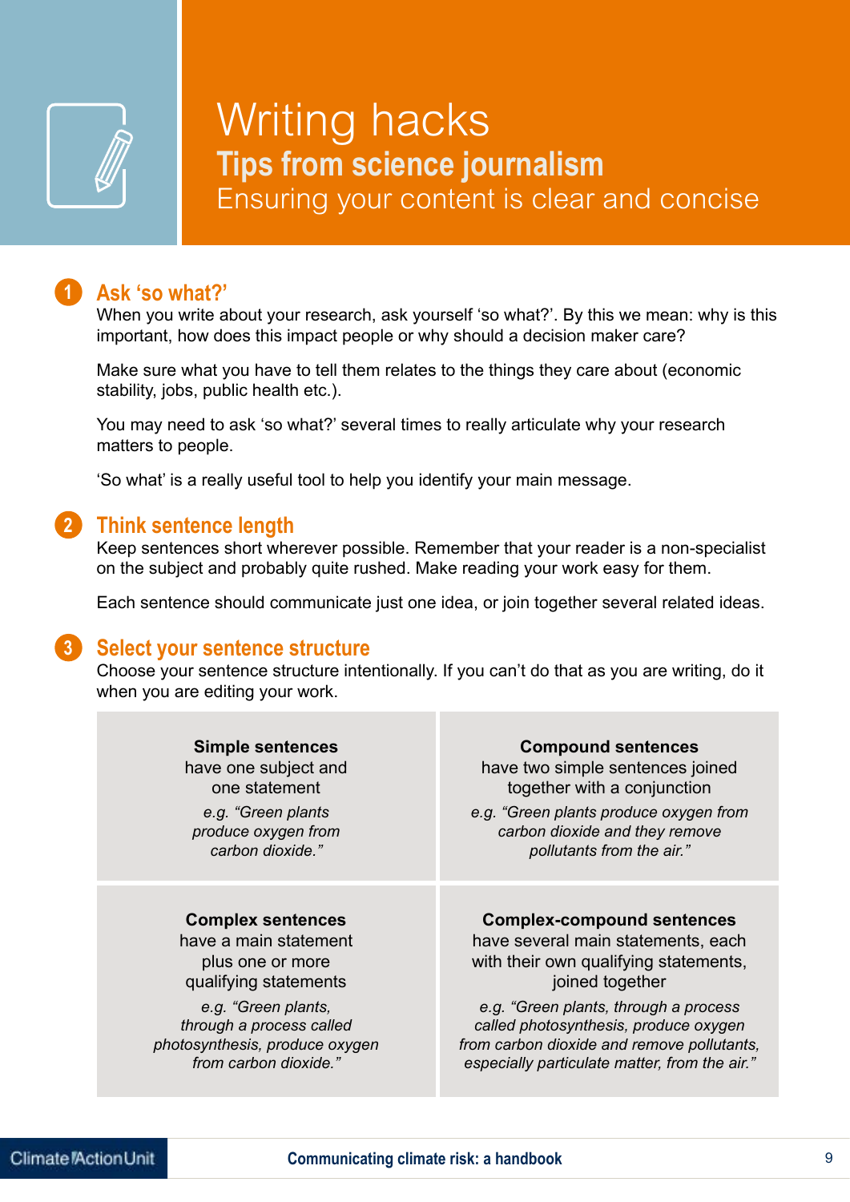# Writing hacks

## Tips from science journalism

Ensuring your content is clear and concise

### 1 Ask 'so what?'

When you write about your research, ask yourself 'so what?'. By this we mean: why is this important, how does this impact people or why should a decision maker care?

Make sure what you have to tell them relates to the things they care about (economic stability, jobs, public health etc.).

You may need to ask 'so what?' several times to really articulate why your research matters to people.

'So what' is a really useful tool to help you identify your main message.

### 2 Think sentence length

Keep sentences short wherever possible. Remember that your reader is a non-specialist on the subject and probably quite rushed. Make reading your work easy for them.

Each sentence should communicate just one idea, or join together several related ideas.

### 3 Select your sentence structure

Choose your sentence structure intentionally. If you can't do that as you are writing, do it when you are editing your work.

| | |
|---|---|
| **Simple sentences** have one subject and one statement<br>*e.g. "Green plants produce oxygen from carbon dioxide."* | **Compound sentences** have two simple sentences joined together with a conjunction<br>*e.g. "Green plants produce oxygen from carbon dioxide and they remove pollutants from the air."* |
| **Complex sentences** have a main statement plus one or more qualifying statements<br>*e.g. "Green plants, through a process called photosynthesis, produce oxygen from carbon dioxide."* | **Complex-compound sentences** have several main statements, each with their own qualifying statements, joined together<br>*e.g. "Green plants, through a process called photosynthesis, produce oxygen from carbon dioxide and remove pollutants, especially particulate matter, from the air."* |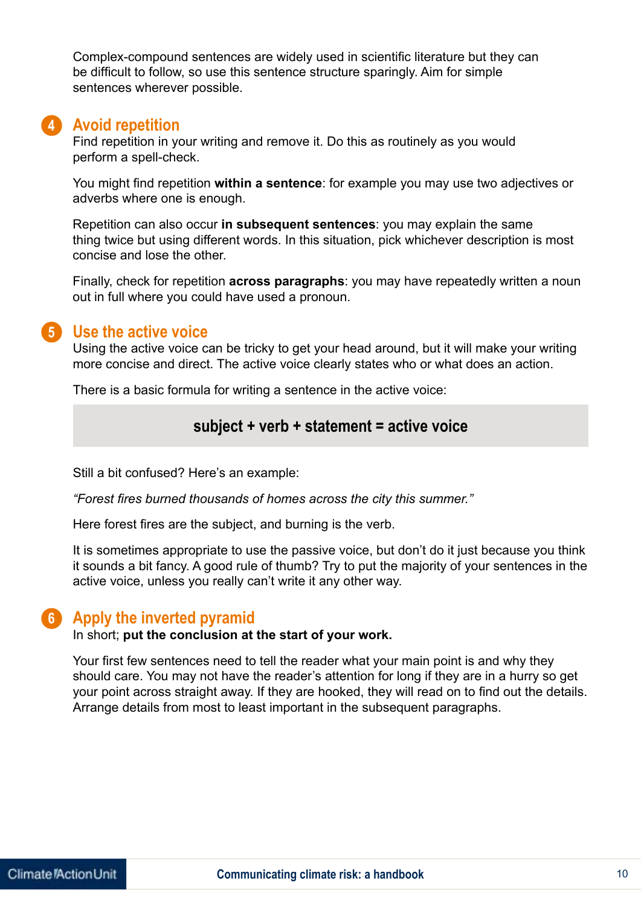Complex-compound sentences are widely used in scientific literature but they can be difficult to follow, so use this sentence structure sparingly. Aim for simple sentences wherever possible.

## 4 Avoid repetition

Find repetition in your writing and remove it. Do this as routinely as you would perform a spell-check.

You might find repetition **within a sentence**: for example you may use two adjectives or adverbs where one is enough.

Repetition can also occur **in subsequent sentences**: you may explain the same thing twice but using different words. In this situation, pick whichever description is most concise and lose the other.

Finally, check for repetition **across paragraphs**: you may have repeatedly written a noun out in full where you could have used a pronoun.

## 5 Use the active voice

Using the active voice can be tricky to get your head around, but it will make your writing more concise and direct. The active voice clearly states who or what does an action.

There is a basic formula for writing a sentence in the active voice:

**subject + verb + statement = active voice**

Still a bit confused? Here's an example:

*"Forest fires burned thousands of homes across the city this summer."*

Here forest fires are the subject, and burning is the verb.

It is sometimes appropriate to use the passive voice, but don't do it just because you think it sounds a bit fancy. A good rule of thumb? Try to put the majority of your sentences in the active voice, unless you really can't write it any other way.

## 6 Apply the inverted pyramid

In short; **put the conclusion at the start of your work.**

Your first few sentences need to tell the reader what your main point is and why they should care. You may not have the reader's attention for long if they are in a hurry so get your point across straight away. If they are hooked, they will read on to find out the details. Arrange details from most to least important in the subsequent paragraphs.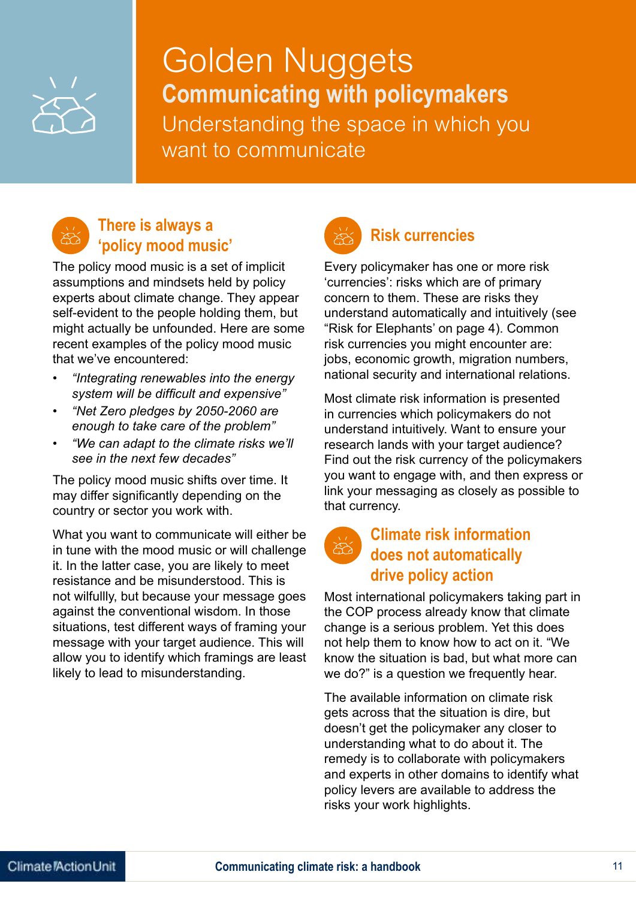# Golden Nuggets

## Communicating with policymakers

Understanding the space in which you want to communicate

### There is always a 'policy mood music'

The policy mood music is a set of implicit assumptions and mindsets held by policy experts about climate change. They appear self-evident to the people holding them, but might actually be unfounded. Here are some recent examples of the policy mood music that we've encountered:

- *"Integrating renewables into the energy system will be difficult and expensive"*
- *"Net Zero pledges by 2050-2060 are enough to take care of the problem"*
- *"We can adapt to the climate risks we'll see in the next few decades"*

The policy mood music shifts over time. It may differ significantly depending on the country or sector you work with.

What you want to communicate will either be in tune with the mood music or will challenge it. In the latter case, you are likely to meet resistance and be misunderstood. This is not wilfullly, but because your message goes against the conventional wisdom. In those situations, test different ways of framing your message with your target audience. This will allow you to identify which framings are least likely to lead to misunderstanding.

### Risk currencies

Every policymaker has one or more risk 'currencies': risks which are of primary concern to them. These are risks they understand automatically and intuitively (see "Risk for Elephants' on page 4). Common risk currencies you might encounter are: jobs, economic growth, migration numbers, national security and international relations.

Most climate risk information is presented in currencies which policymakers do not understand intuitively. Want to ensure your research lands with your target audience? Find out the risk currency of the policymakers you want to engage with, and then express or link your messaging as closely as possible to that currency.

### Climate risk information does not automatically drive policy action

Most international policymakers taking part in the COP process already know that climate change is a serious problem. Yet this does not help them to know how to act on it. "We know the situation is bad, but what more can we do?" is a question we frequently hear.

The available information on climate risk gets across that the situation is dire, but doesn't get the policymaker any closer to understanding what to do about it. The remedy is to collaborate with policymakers and experts in other domains to identify what policy levers are available to address the risks your work highlights.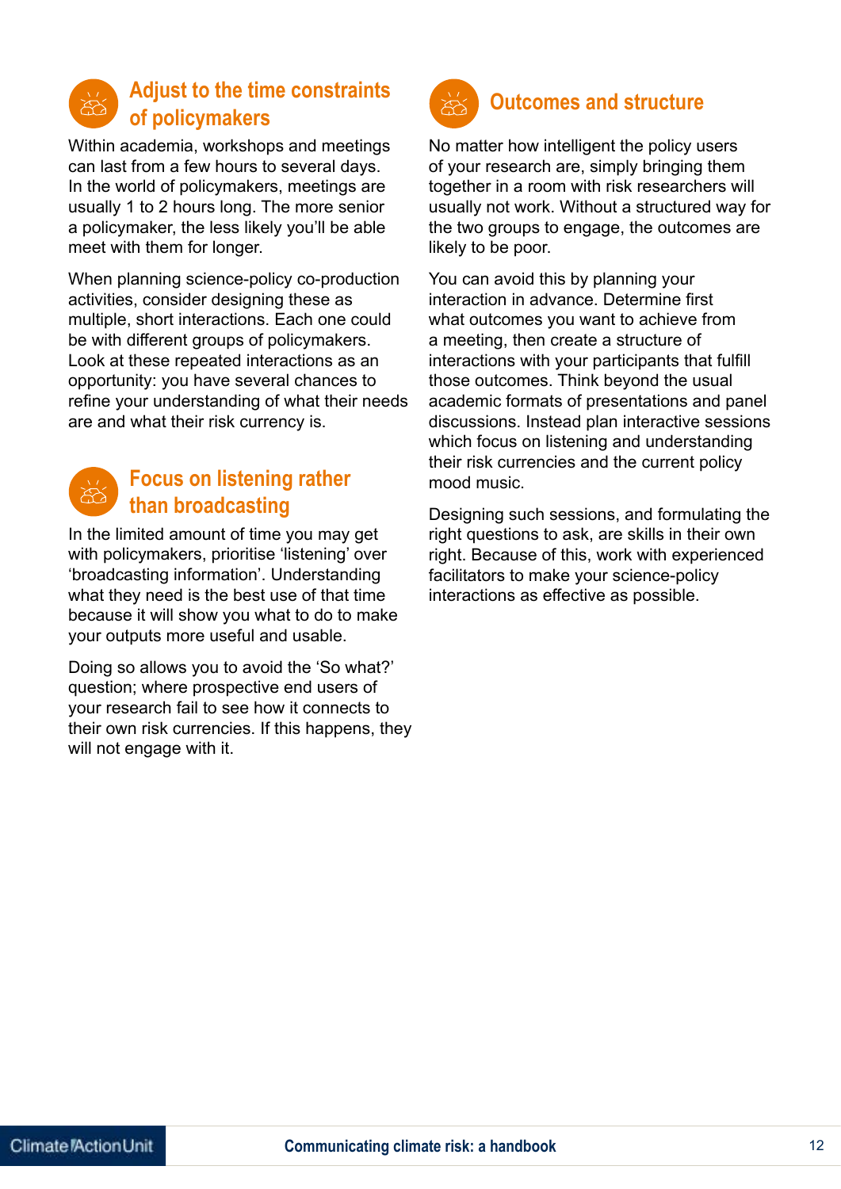## Adjust to the time constraints of policymakers

Within academia, workshops and meetings can last from a few hours to several days. In the world of policymakers, meetings are usually 1 to 2 hours long. The more senior a policymaker, the less likely you'll be able meet with them for longer.

When planning science-policy co-production activities, consider designing these as multiple, short interactions. Each one could be with different groups of policymakers. Look at these repeated interactions as an opportunity: you have several chances to refine your understanding of what their needs are and what their risk currency is.

## Focus on listening rather than broadcasting

In the limited amount of time you may get with policymakers, prioritise 'listening' over 'broadcasting information'. Understanding what they need is the best use of that time because it will show you what to do to make your outputs more useful and usable.

Doing so allows you to avoid the 'So what?' question; where prospective end users of your research fail to see how it connects to their own risk currencies. If this happens, they will not engage with it.

## Outcomes and structure

No matter how intelligent the policy users of your research are, simply bringing them together in a room with risk researchers will usually not work. Without a structured way for the two groups to engage, the outcomes are likely to be poor.

You can avoid this by planning your interaction in advance. Determine first what outcomes you want to achieve from a meeting, then create a structure of interactions with your participants that fulfill those outcomes. Think beyond the usual academic formats of presentations and panel discussions. Instead plan interactive sessions which focus on listening and understanding their risk currencies and the current policy mood music.

Designing such sessions, and formulating the right questions to ask, are skills in their own right. Because of this, work with experienced facilitators to make your science-policy interactions as effective as possible.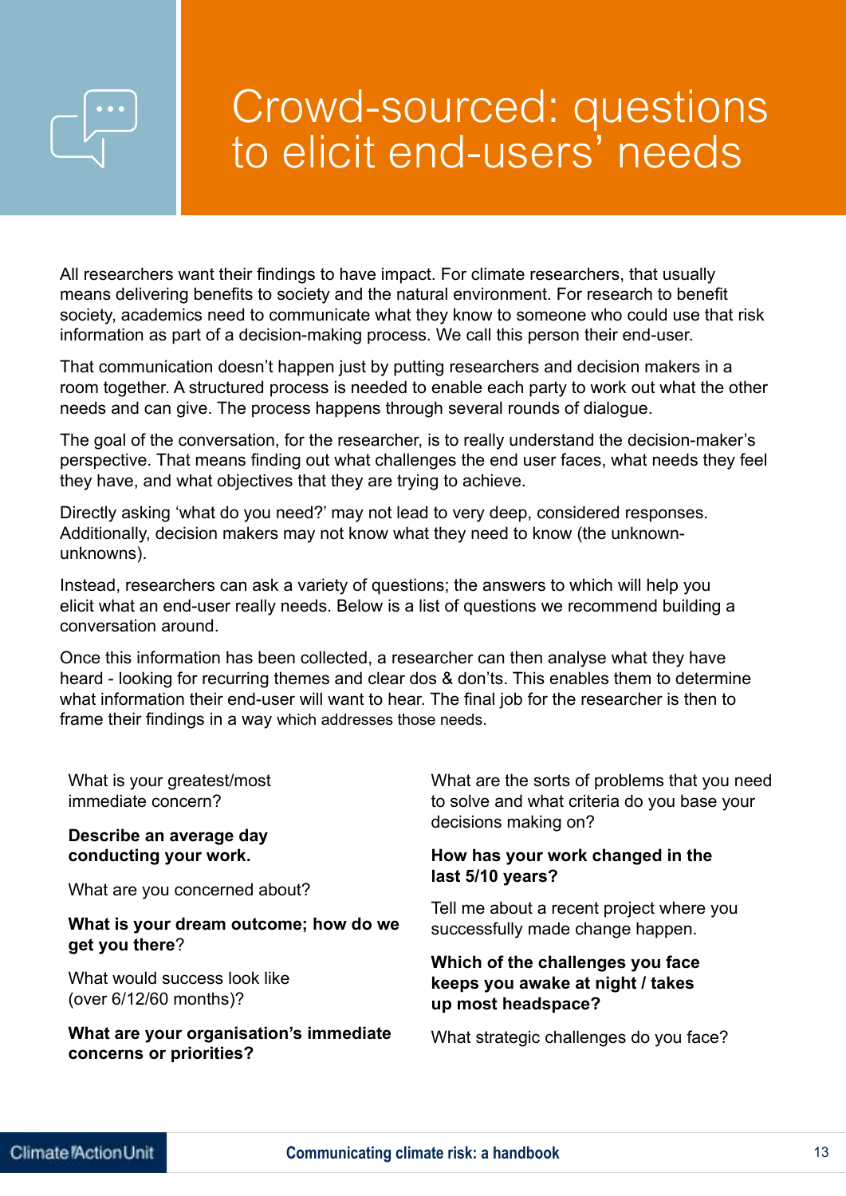# Crowd-sourced: questions to elicit end-users' needs

All researchers want their findings to have impact. For climate researchers, that usually means delivering benefits to society and the natural environment. For research to benefit society, academics need to communicate what they know to someone who could use that risk information as part of a decision-making process. We call this person their end-user.

That communication doesn't happen just by putting researchers and decision makers in a room together. A structured process is needed to enable each party to work out what the other needs and can give. The process happens through several rounds of dialogue.

The goal of the conversation, for the researcher, is to really understand the decision-maker's perspective. That means finding out what challenges the end user faces, what needs they feel they have, and what objectives that they are trying to achieve.

Directly asking 'what do you need?' may not lead to very deep, considered responses. Additionally, decision makers may not know what they need to know (the unknown-unknowns).

Instead, researchers can ask a variety of questions; the answers to which will help you elicit what an end-user really needs. Below is a list of questions we recommend building a conversation around.

Once this information has been collected, a researcher can then analyse what they have heard - looking for recurring themes and clear dos & don'ts. This enables them to determine what information their end-user will want to hear. The final job for the researcher is then to frame their findings in a way which addresses those needs.

What is your greatest/most immediate concern?

**Describe an average day conducting your work.**

What are you concerned about?

**What is your dream outcome; how do we get you there**?

What would success look like (over 6/12/60 months)?

**What are your organisation's immediate concerns or priorities?**

What are the sorts of problems that you need to solve and what criteria do you base your decisions making on?

**How has your work changed in the last 5/10 years?**

Tell me about a recent project where you successfully made change happen.

**Which of the challenges you face keeps you awake at night / takes up most headspace?**

What strategic challenges do you face?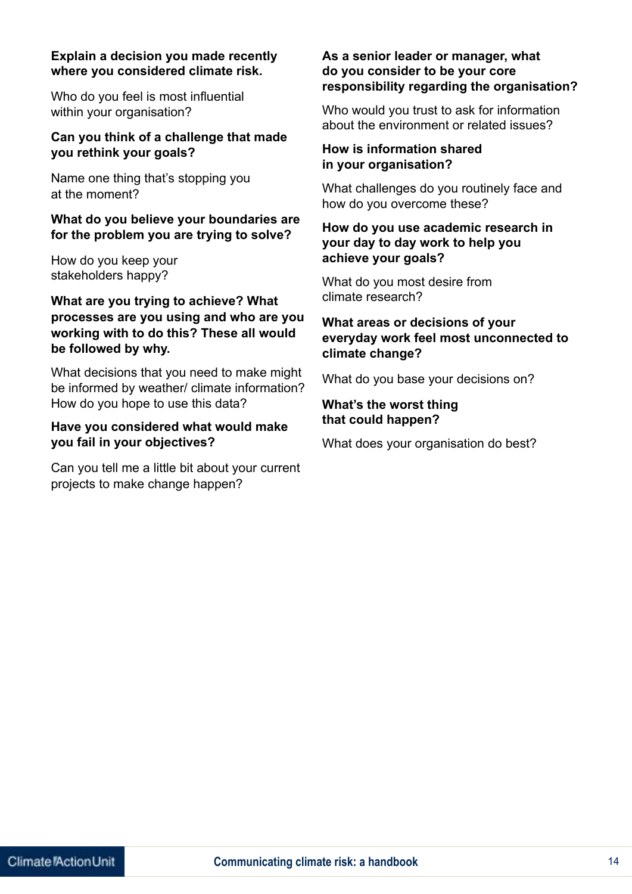**Explain a decision you made recently where you considered climate risk.**

Who do you feel is most influential within your organisation?

**Can you think of a challenge that made you rethink your goals?**

Name one thing that's stopping you at the moment?

**What do you believe your boundaries are for the problem you are trying to solve?**

How do you keep your stakeholders happy?

**What are you trying to achieve? What processes are you using and who are you working with to do this? These all would be followed by why.**

What decisions that you need to make might be informed by weather/ climate information? How do you hope to use this data?

**Have you considered what would make you fail in your objectives?**

Can you tell me a little bit about your current projects to make change happen?

**As a senior leader or manager, what do you consider to be your core responsibility regarding the organisation?**

Who would you trust to ask for information about the environment or related issues?

**How is information shared in your organisation?**

What challenges do you routinely face and how do you overcome these?

**How do you use academic research in your day to day work to help you achieve your goals?**

What do you most desire from climate research?

**What areas or decisions of your everyday work feel most unconnected to climate change?**

What do you base your decisions on?

**What's the worst thing that could happen?**

What does your organisation do best?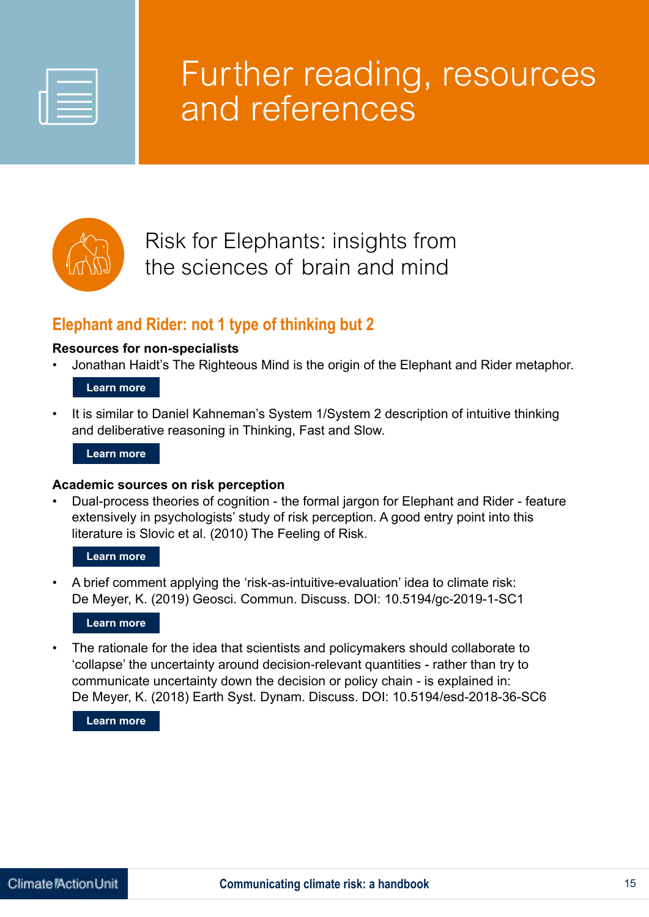# Further reading, resources and references

## Risk for Elephants: insights from the sciences of brain and mind

### Elephant and Rider: not 1 type of thinking but 2

**Resources for non-specialists**

- Jonathan Haidt's The Righteous Mind is the origin of the Elephant and Rider metaphor.

  **Learn more**

- It is similar to Daniel Kahneman's System 1/System 2 description of intuitive thinking and deliberative reasoning in Thinking, Fast and Slow.

  **Learn more**

**Academic sources on risk perception**

- Dual-process theories of cognition - the formal jargon for Elephant and Rider - feature extensively in psychologists' study of risk perception. A good entry point into this literature is Slovic et al. (2010) The Feeling of Risk.

  **Learn more**

- A brief comment applying the 'risk-as-intuitive-evaluation' idea to climate risk: De Meyer, K. (2019) Geosci. Commun. Discuss. DOI: 10.5194/gc-2019-1-SC1

  **Learn more**

- The rationale for the idea that scientists and policymakers should collaborate to 'collapse' the uncertainty around decision-relevant quantities - rather than try to communicate uncertainty down the decision or policy chain - is explained in: De Meyer, K. (2018) Earth Syst. Dynam. Discuss. DOI: 10.5194/esd-2018-36-SC6

  **Learn more**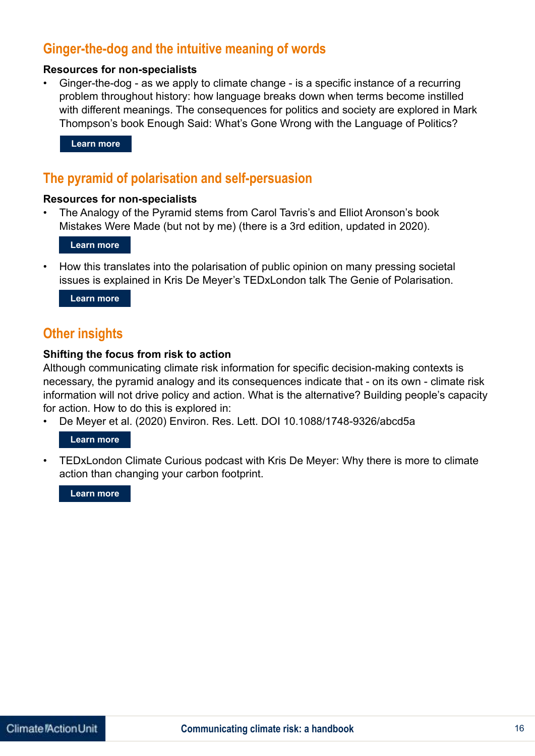## Ginger-the-dog and the intuitive meaning of words

**Resources for non-specialists**

- Ginger-the-dog - as we apply to climate change - is a specific instance of a recurring problem throughout history: how language breaks down when terms become instilled with different meanings. The consequences for politics and society are explored in Mark Thompson's book Enough Said: What's Gone Wrong with the Language of Politics?

  **Learn more**

## The pyramid of polarisation and self-persuasion

**Resources for non-specialists**

- The Analogy of the Pyramid stems from Carol Tavris's and Elliot Aronson's book Mistakes Were Made (but not by me) (there is a 3rd edition, updated in 2020).

  **Learn more**

- How this translates into the polarisation of public opinion on many pressing societal issues is explained in Kris De Meyer's TEDxLondon talk The Genie of Polarisation.

  **Learn more**

## Other insights

**Shifting the focus from risk to action**

Although communicating climate risk information for specific decision-making contexts is necessary, the pyramid analogy and its consequences indicate that - on its own - climate risk information will not drive policy and action. What is the alternative? Building people's capacity for action. How to do this is explored in:

- De Meyer et al. (2020) Environ. Res. Lett. DOI 10.1088/1748-9326/abcd5a

  **Learn more**

- TEDxLondon Climate Curious podcast with Kris De Meyer: Why there is more to climate action than changing your carbon footprint.

  **Learn more**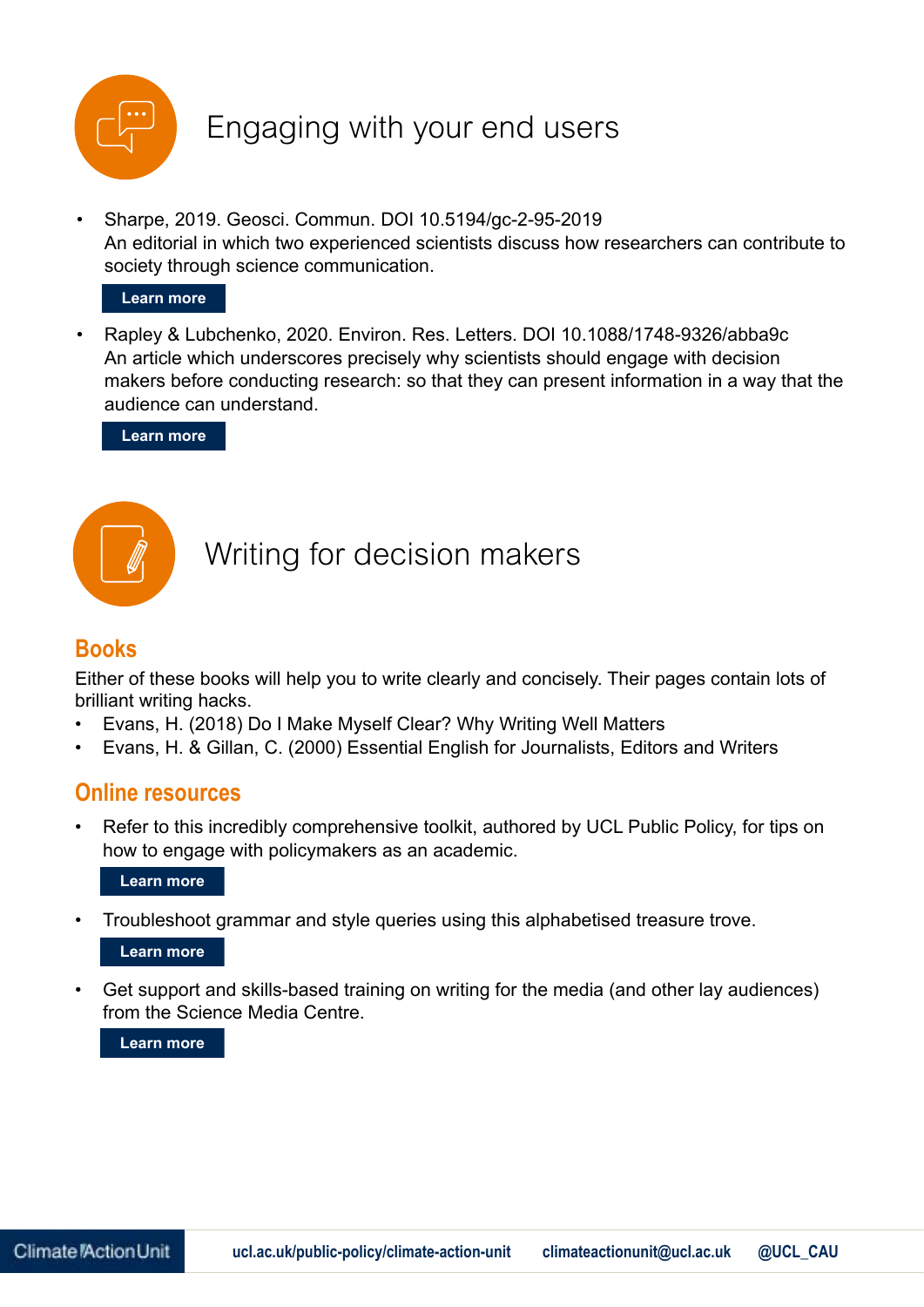## Engaging with your end users

- Sharpe, 2019. Geosci. Commun. DOI 10.5194/gc-2-95-2019
  An editorial in which two experienced scientists discuss how researchers can contribute to society through science communication.

  **Learn more**

- Rapley & Lubchenko, 2020. Environ. Res. Letters. DOI 10.1088/1748-9326/abba9c
  An article which underscores precisely why scientists should engage with decision makers before conducting research: so that they can present information in a way that the audience can understand.

  **Learn more**

## Writing for decision makers

### Books

Either of these books will help you to write clearly and concisely. Their pages contain lots of brilliant writing hacks.

- Evans, H. (2018) Do I Make Myself Clear? Why Writing Well Matters
- Evans, H. & Gillan, C. (2000) Essential English for Journalists, Editors and Writers

### Online resources

- Refer to this incredibly comprehensive toolkit, authored by UCL Public Policy, for tips on how to engage with policymakers as an academic.

  **Learn more**

- Troubleshoot grammar and style queries using this alphabetised treasure trove.

  **Learn more**

- Get support and skills-based training on writing for the media (and other lay audiences) from the Science Media Centre.

  **Learn more**

Climate Action Unit | ucl.ac.uk/public-policy/climate-action-unit | climateactionunit@ucl.ac.uk | @UCL_CAU